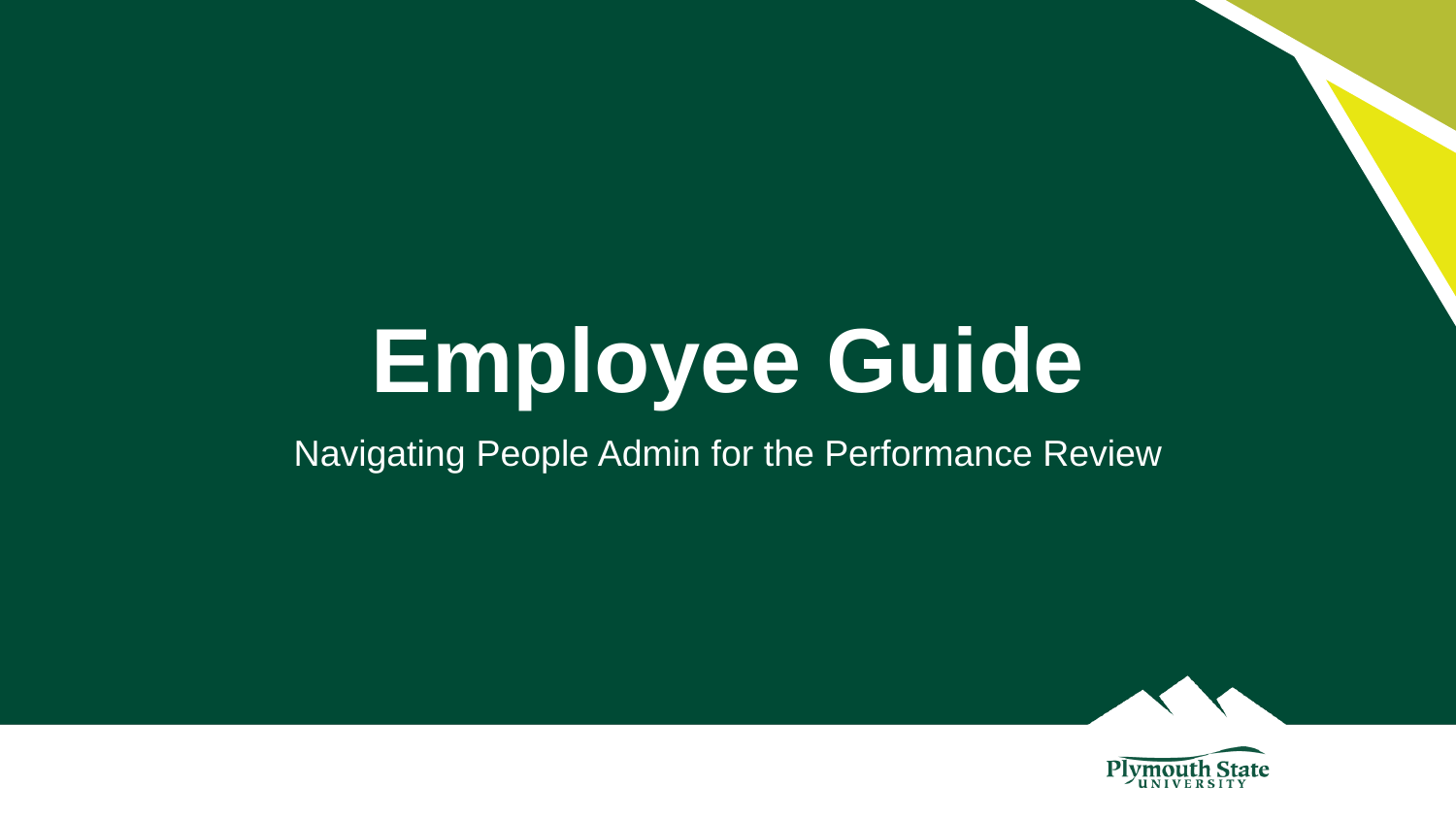# Employee Guide

Navigating People Admin for the Performance Review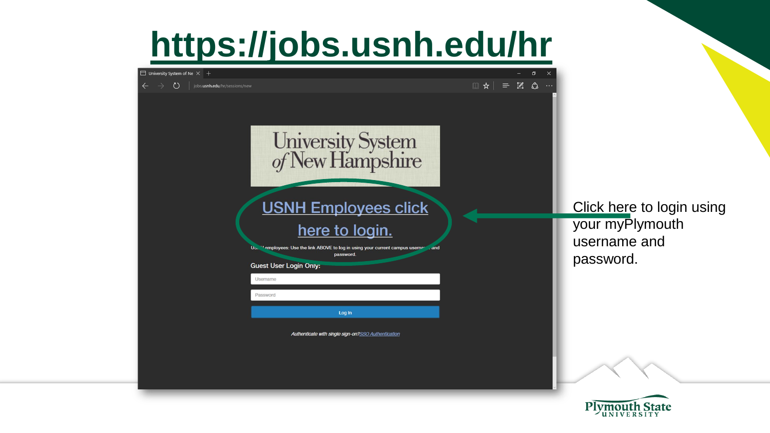# https://jobs.usnh.edu/hr

University System of New Hampshire

USNH Employees click here to login.

USNH employees: Use the link ABOVE to log in using your current campus username and password.

Guest User Login Only:

Username

Password

Log In

*Authenticate with single sign-on? SSO Authentication*

Click here to login using your myPlymouth username and password.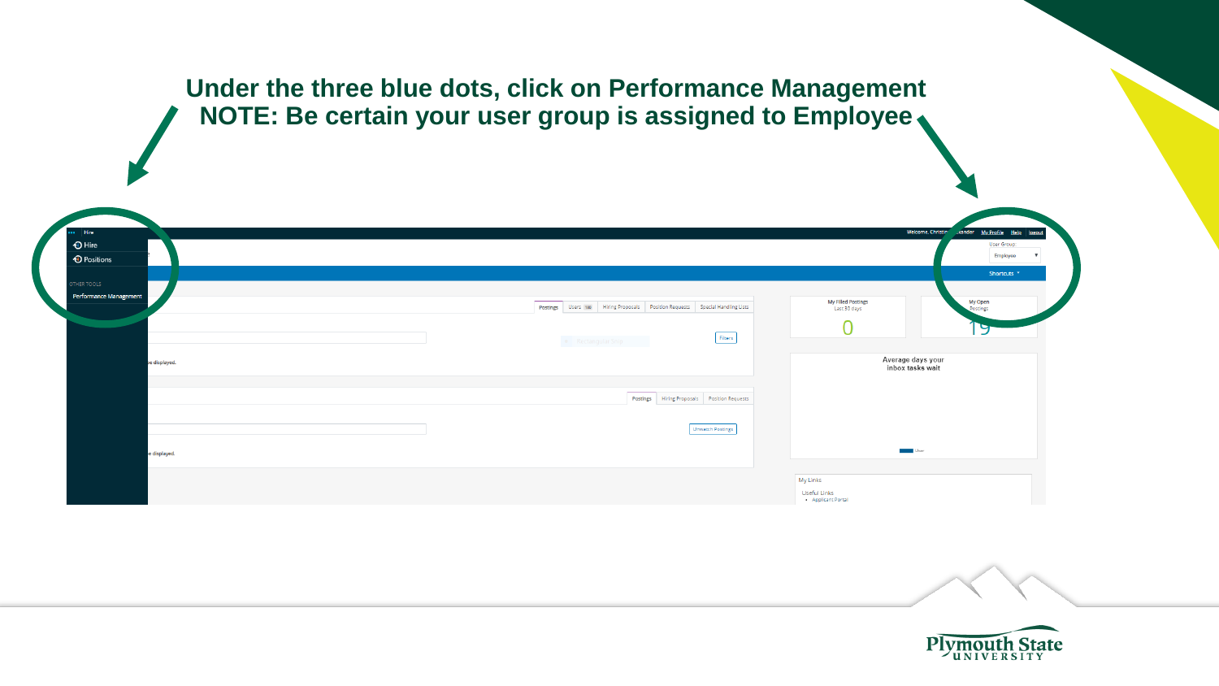**Under the three blue dots, click on Performance Management**
**NOTE: Be certain your user group is assigned to Employee**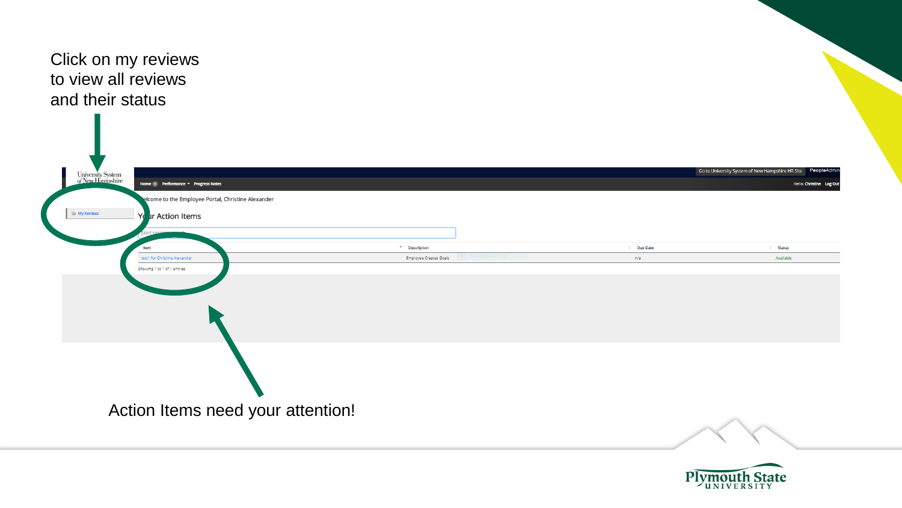Click on my reviews to view all reviews and their status

University System of New Hampshire

Go to University System of New Hampshire HR Site | PeopleAdmin

Home 1 | Performance | Progress Notes

Hello, Christine | Log Out

My Reviews

Welcome to the Employee Portal, Christine Alexander

Your Action Items

| Item | Description | Due Date | Status |
|---|---|---|---|
| test1 for Christine Alexander | Employee Creates Goals | n/a | Available |

Showing 1 to 1 of 1 entries

Action Items need your attention!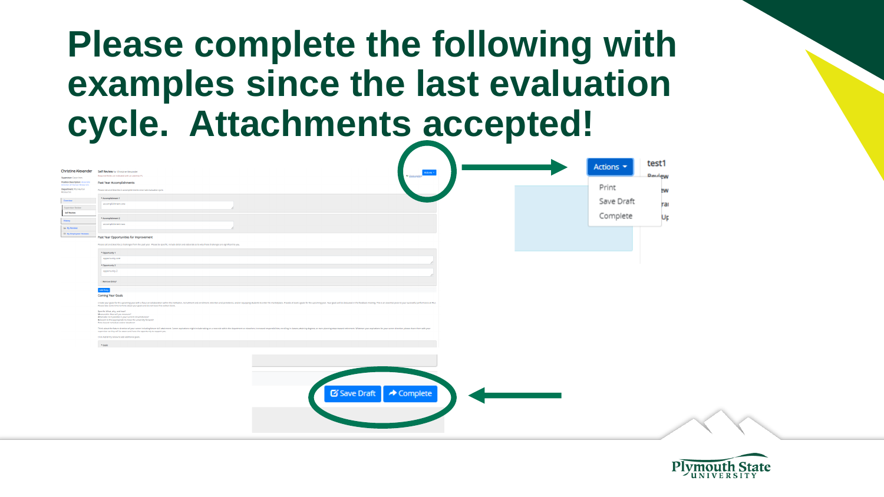# Please complete the following with examples since the last evaluation cycle. Attachments accepted!

Actions

Print

Save Draft

Complete

Save Draft

Complete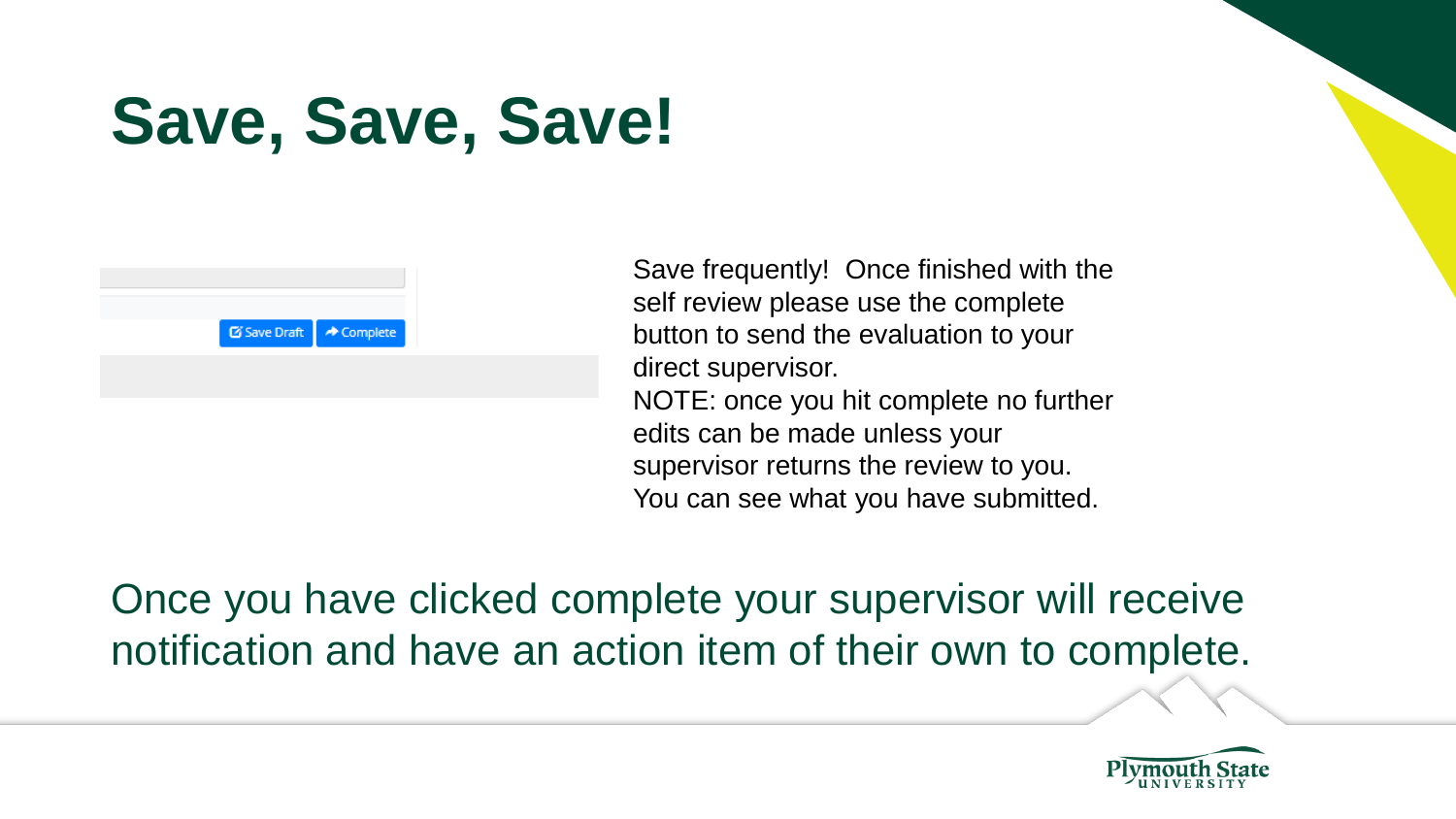# Save, Save, Save!

Save frequently! Once finished with the self review please use the complete button to send the evaluation to your direct supervisor.

NOTE: once you hit complete no further edits can be made unless your supervisor returns the review to you. You can see what you have submitted.

Once you have clicked complete your supervisor will receive notification and have an action item of their own to complete.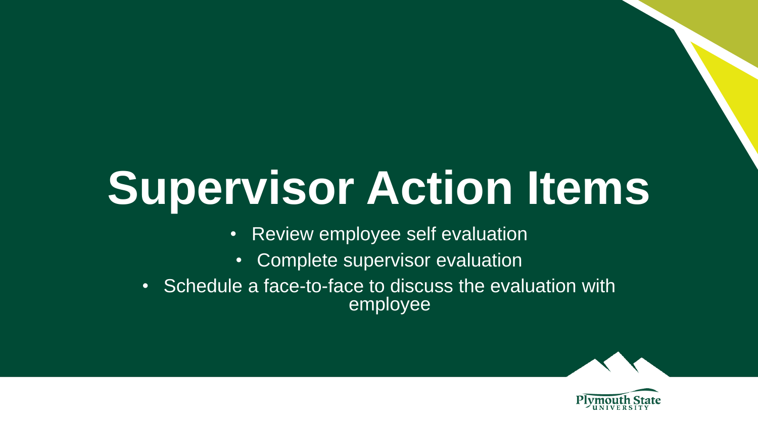# Supervisor Action Items

- Review employee self evaluation
- Complete supervisor evaluation
- Schedule a face-to-face to discuss the evaluation with employee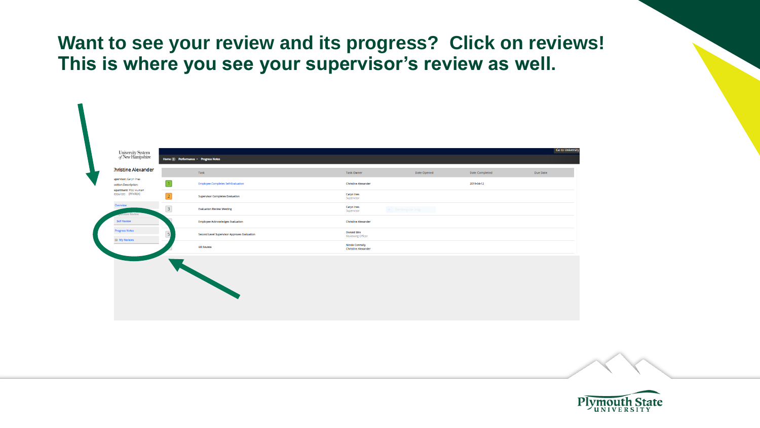# Want to see your review and its progress? Click on reviews! This is where you see your supervisor's review as well.

University System of New Hampshire

Home | Performance | Progress Notes

Go to University

**Christine Alexander**

Supervisor: Caryn Ines
Position Description:
Department: PSU Human Resources (PFHRDX)

- Overview
- Supervisor Review
- Self Review
- Progress Notes
- My Reviews

| | Task | Task Owner | Date Opened | Date Completed | Due Date |
|---|---|---|---|---|---|
| 1 | Employee Completes Self-Evaluation | Christine Alexander | | 2019-04-12 | |
| 2 | Supervisor Completes Evaluation | Caryn Ines Supervisor | | | |
| 3 | Evaluation Review Meeting | Caryn Ines Supervisor | | | |
| 4 | Employee Acknowledges Evaluation | Christine Alexander | | | |
| 5 | Second Level Supervisor Approves Evaluation | Donald Birx Reviewing Officer | | | |
| 6 | HR Review | Nicole Connolly Christine Alexander | | | |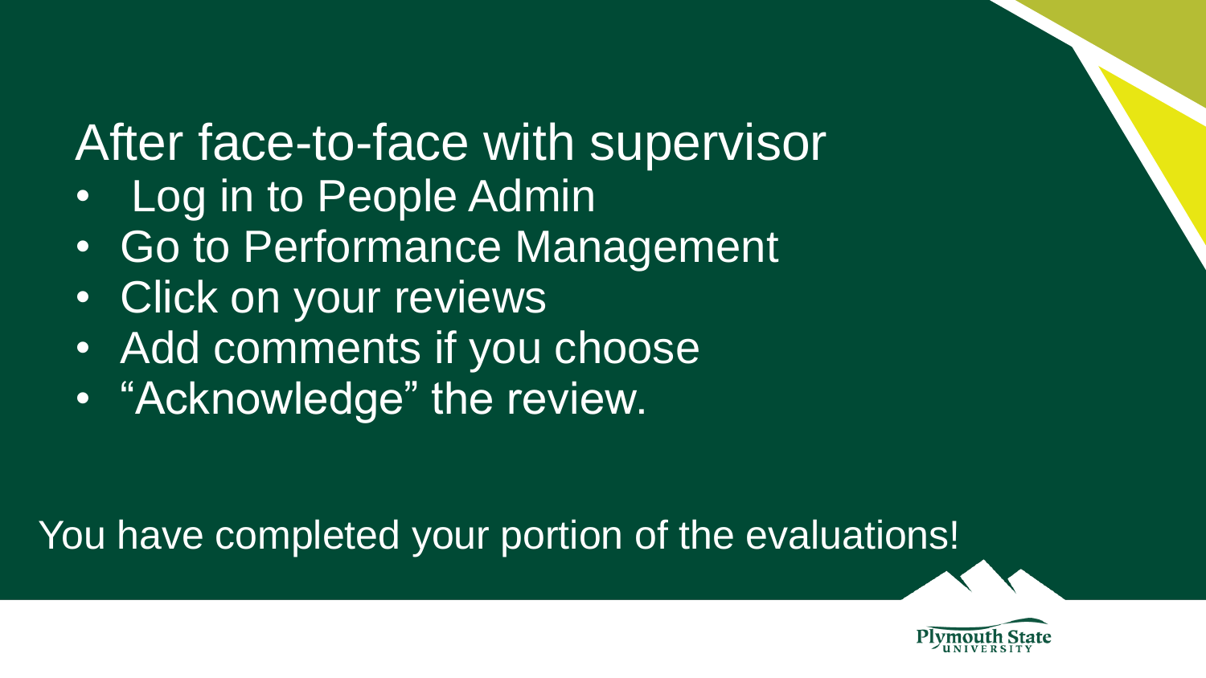# After face-to-face with supervisor

- Log in to People Admin
- Go to Performance Management
- Click on your reviews
- Add comments if you choose
- "Acknowledge" the review.

You have completed your portion of the evaluations!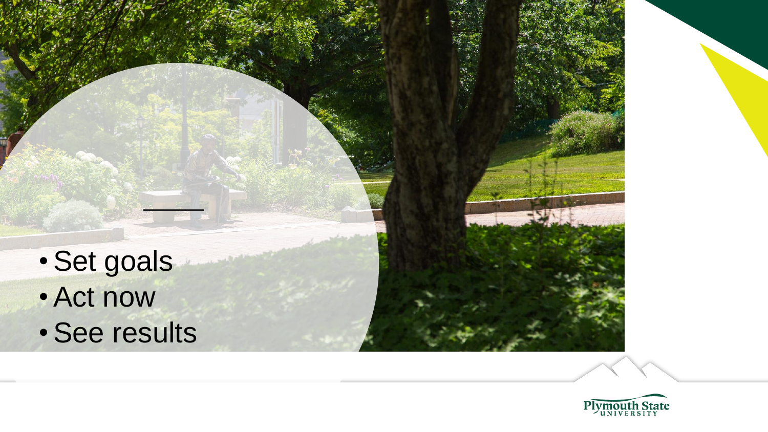- Set goals
- Act now
- See results